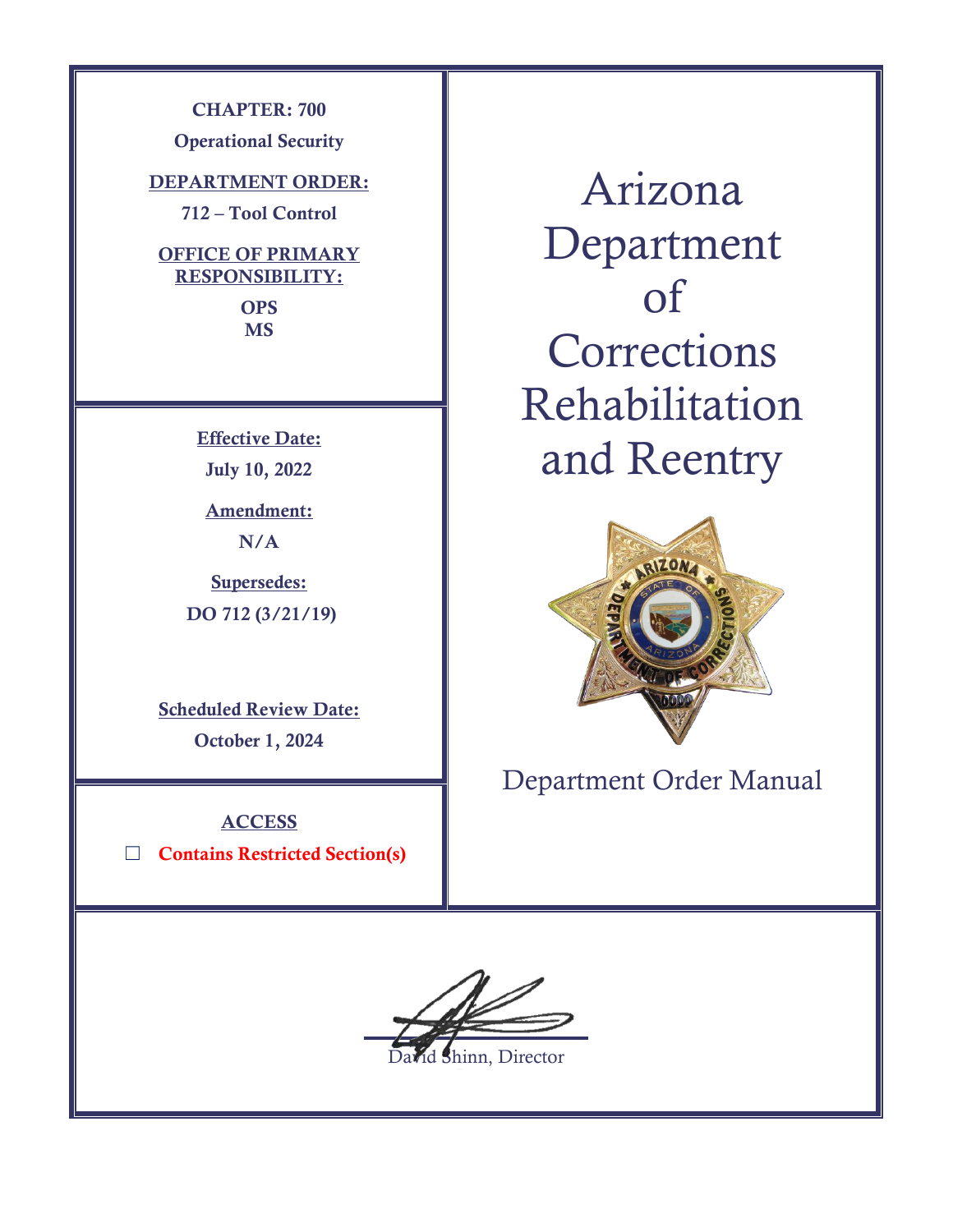**CHAPTER: 700**

**Operational Security**

**DEPARTMENT ORDER:**

**712 – Tool Control**

**OFFICE OF PRIMARY RESPONSIBILITY:**

**OPS**
**MS**

**Effective Date:**

**July 10, 2022**

**Amendment:**

**N/A**

**Supersedes:**

**DO 712 (3/21/19)**

**Scheduled Review Date:**

**October 1, 2024**

**ACCESS**

☐ **Contains Restricted Section(s)**

# Arizona Department of Corrections Rehabilitation and Reentry

Department Order Manual

David Shinn, Director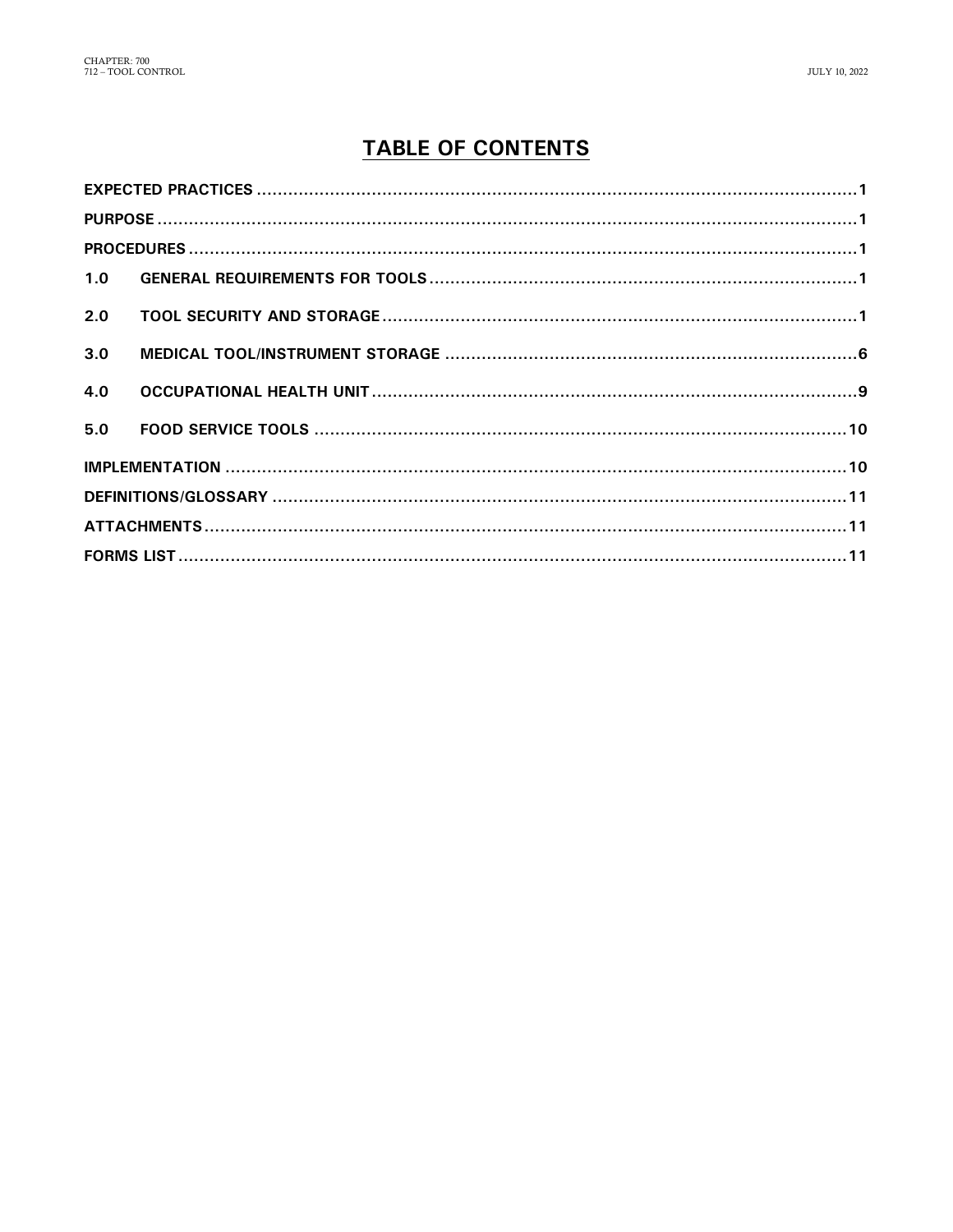# TABLE OF CONTENTS

| | | |
|---|---|---|
| **EXPECTED PRACTICES** | | **1** |
| **PURPOSE** | | **1** |
| **PROCEDURES** | | **1** |
| **1.0** | **GENERAL REQUIREMENTS FOR TOOLS** | **1** |
| **2.0** | **TOOL SECURITY AND STORAGE** | **1** |
| **3.0** | **MEDICAL TOOL/INSTRUMENT STORAGE** | **6** |
| **4.0** | **OCCUPATIONAL HEALTH UNIT** | **9** |
| **5.0** | **FOOD SERVICE TOOLS** | **10** |
| **IMPLEMENTATION** | | **10** |
| **DEFINITIONS/GLOSSARY** | | **11** |
| **ATTACHMENTS** | | **11** |
| **FORMS LIST** | | **11** |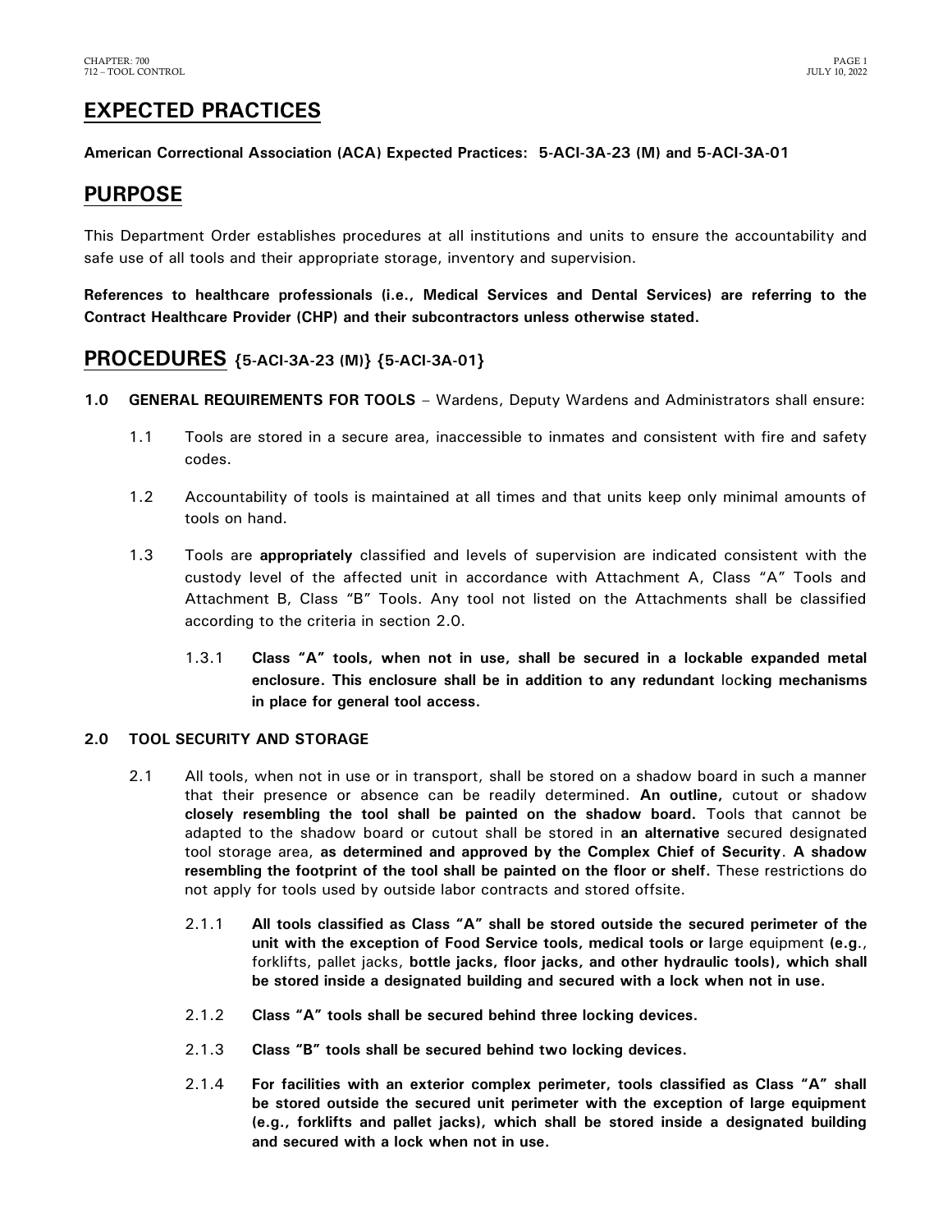# EXPECTED PRACTICES

**American Correctional Association (ACA) Expected Practices: 5-ACI-3A-23 (M) and 5-ACI-3A-01**

# PURPOSE

This Department Order establishes procedures at all institutions and units to ensure the accountability and safe use of all tools and their appropriate storage, inventory and supervision.

**References to healthcare professionals (i.e., Medical Services and Dental Services) are referring to the Contract Healthcare Provider (CHP) and their subcontractors unless otherwise stated.**

# PROCEDURES {5-ACI-3A-23 (M)} {5-ACI-3A-01}

**1.0 GENERAL REQUIREMENTS FOR TOOLS** – Wardens, Deputy Wardens and Administrators shall ensure:

1.1 Tools are stored in a secure area, inaccessible to inmates and consistent with fire and safety codes.

1.2 Accountability of tools is maintained at all times and that units keep only minimal amounts of tools on hand.

1.3 Tools are **appropriately** classified and levels of supervision are indicated consistent with the custody level of the affected unit in accordance with Attachment A, Class "A" Tools and Attachment B, Class "B" Tools. Any tool not listed on the Attachments shall be classified according to the criteria in section 2.0.

1.3.1 **Class "A" tools, when not in use, shall be secured in a lockable expanded metal enclosure. This enclosure shall be in addition to any redundant** loc**king mechanisms in place for general tool access.**

**2.0 TOOL SECURITY AND STORAGE**

2.1 All tools, when not in use or in transport, shall be stored on a shadow board in such a manner that their presence or absence can be readily determined. **An outline,** cutout or shadow **closely resembling the tool shall be painted on the shadow board.** Tools that cannot be adapted to the shadow board or cutout shall be stored in **an alternative** secured designated tool storage area, **as determined and approved by the Complex Chief of Security. A shadow resembling the footprint of the tool shall be painted on the floor or shelf.** These restrictions do not apply for tools used by outside labor contracts and stored offsite.

2.1.1 **All tools classified as Class "A" shall be stored outside the secured perimeter of the unit with the exception of Food Service tools, medical tools or l**arge equipment **(e.g.**, forklifts, pallet jacks, **bottle jacks, floor jacks, and other hydraulic tools), which shall be stored inside a designated building and secured with a lock when not in use.**

2.1.2 **Class "A" tools shall be secured behind three locking devices.**

2.1.3 **Class "B" tools shall be secured behind two locking devices.**

2.1.4 **For facilities with an exterior complex perimeter, tools classified as Class "A" shall be stored outside the secured unit perimeter with the exception of large equipment (e.g., forklifts and pallet jacks), which shall be stored inside a designated building and secured with a lock when not in use.**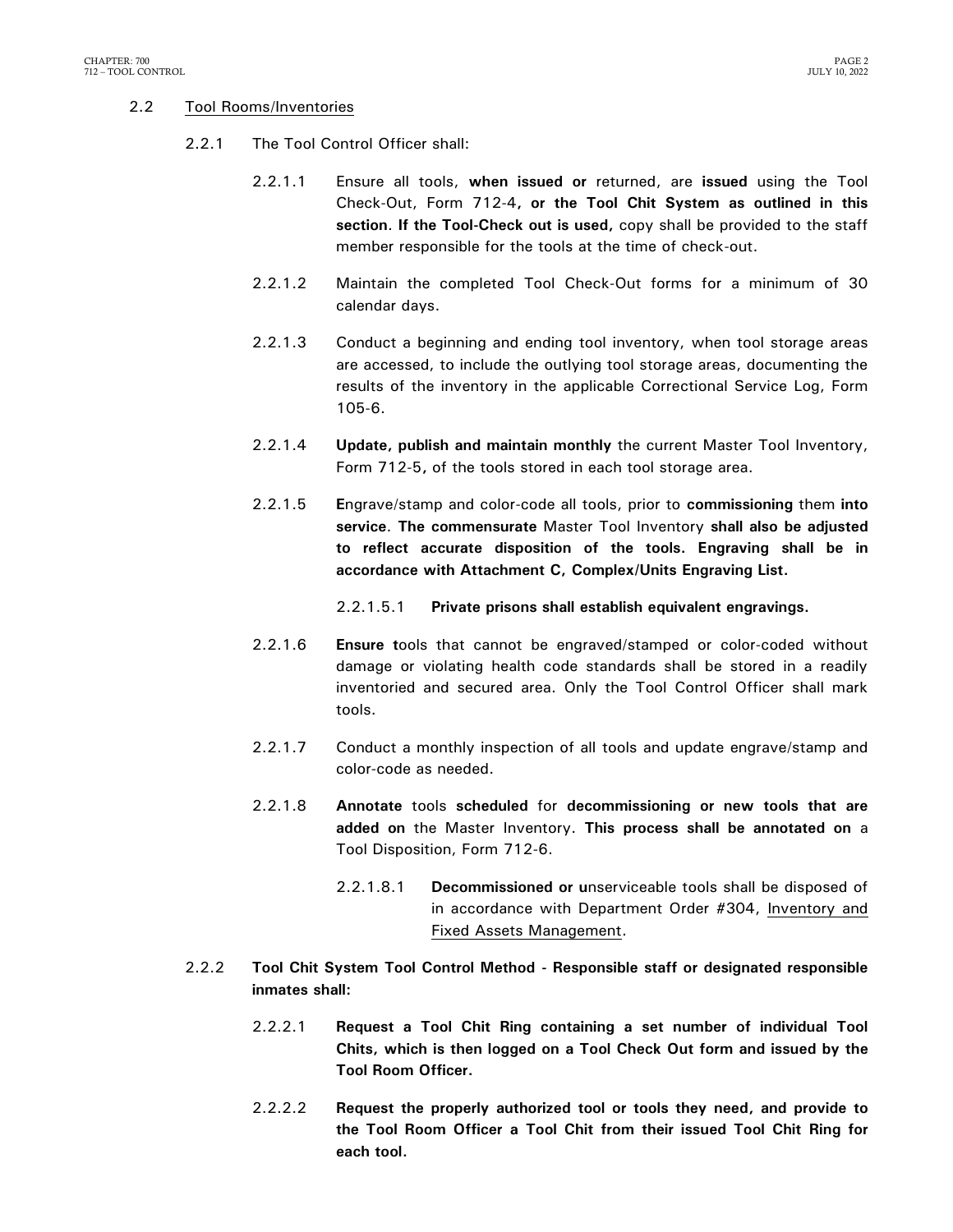2.2 Tool Rooms/Inventories

2.2.1 The Tool Control Officer shall:

2.2.1.1 Ensure all tools, **when issued or** returned, are **issued** using the Tool Check-Out, Form 712-4**, or the Tool Chit System as outlined in this section**. **If the Tool-Check out is used,** copy shall be provided to the staff member responsible for the tools at the time of check-out.

2.2.1.2 Maintain the completed Tool Check-Out forms for a minimum of 30 calendar days.

2.2.1.3 Conduct a beginning and ending tool inventory, when tool storage areas are accessed, to include the outlying tool storage areas, documenting the results of the inventory in the applicable Correctional Service Log, Form 105-6.

2.2.1.4 **Update, publish and maintain monthly** the current Master Tool Inventory, Form 712-5**,** of the tools stored in each tool storage area.

2.2.1.5 **E**ngrave/stamp and color-code all tools, prior to **commissioning** them **into service**. **The commensurate** Master Tool Inventory **shall also be adjusted to reflect accurate disposition of the tools. Engraving shall be in accordance with Attachment C, Complex/Units Engraving List.**

2.2.1.5.1 **Private prisons shall establish equivalent engravings.**

2.2.1.6 **Ensure t**ools that cannot be engraved/stamped or color-coded without damage or violating health code standards shall be stored in a readily inventoried and secured area. Only the Tool Control Officer shall mark tools.

2.2.1.7 Conduct a monthly inspection of all tools and update engrave/stamp and color-code as needed.

2.2.1.8 **Annotate** tools **scheduled** for **decommissioning or new tools that are added on** the Master Inventory. **This process shall be annotated on** a Tool Disposition, Form 712-6.

2.2.1.8.1 **Decommissioned or u**nserviceable tools shall be disposed of in accordance with Department Order #304, Inventory and Fixed Assets Management.

2.2.2 **Tool Chit System Tool Control Method - Responsible staff or designated responsible inmates shall:**

2.2.2.1 **Request a Tool Chit Ring containing a set number of individual Tool Chits, which is then logged on a Tool Check Out form and issued by the Tool Room Officer.**

2.2.2.2 **Request the properly authorized tool or tools they need, and provide to the Tool Room Officer a Tool Chit from their issued Tool Chit Ring for each tool.**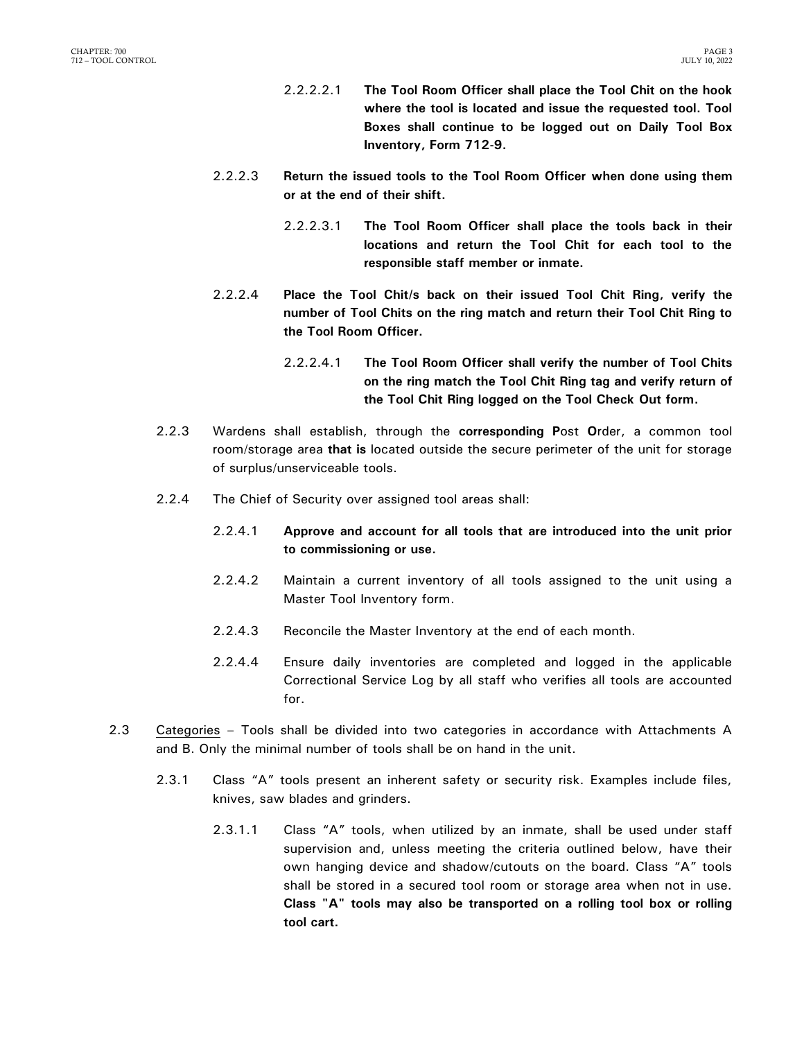2.2.2.2.1 **The Tool Room Officer shall place the Tool Chit on the hook where the tool is located and issue the requested tool. Tool Boxes shall continue to be logged out on Daily Tool Box Inventory, Form 712-9.**

2.2.2.3 **Return the issued tools to the Tool Room Officer when done using them or at the end of their shift.**

2.2.2.3.1 **The Tool Room Officer shall place the tools back in their locations and return the Tool Chit for each tool to the responsible staff member or inmate.**

2.2.2.4 **Place the Tool Chit/s back on their issued Tool Chit Ring, verify the number of Tool Chits on the ring match and return their Tool Chit Ring to the Tool Room Officer.**

2.2.2.4.1 **The Tool Room Officer shall verify the number of Tool Chits on the ring match the Tool Chit Ring tag and verify return of the Tool Chit Ring logged on the Tool Check Out form.**

2.2.3 Wardens shall establish, through the **corresponding P**ost **O**rder, a common tool room/storage area **that is** located outside the secure perimeter of the unit for storage of surplus/unserviceable tools.

2.2.4 The Chief of Security over assigned tool areas shall:

2.2.4.1 **Approve and account for all tools that are introduced into the unit prior to commissioning or use.**

2.2.4.2 Maintain a current inventory of all tools assigned to the unit using a Master Tool Inventory form.

2.2.4.3 Reconcile the Master Inventory at the end of each month.

2.2.4.4 Ensure daily inventories are completed and logged in the applicable Correctional Service Log by all staff who verifies all tools are accounted for.

2.3 Categories – Tools shall be divided into two categories in accordance with Attachments A and B. Only the minimal number of tools shall be on hand in the unit.

2.3.1 Class "A" tools present an inherent safety or security risk. Examples include files, knives, saw blades and grinders.

2.3.1.1 Class "A" tools, when utilized by an inmate, shall be used under staff supervision and, unless meeting the criteria outlined below, have their own hanging device and shadow/cutouts on the board. Class "A" tools shall be stored in a secured tool room or storage area when not in use. **Class "A" tools may also be transported on a rolling tool box or rolling tool cart.**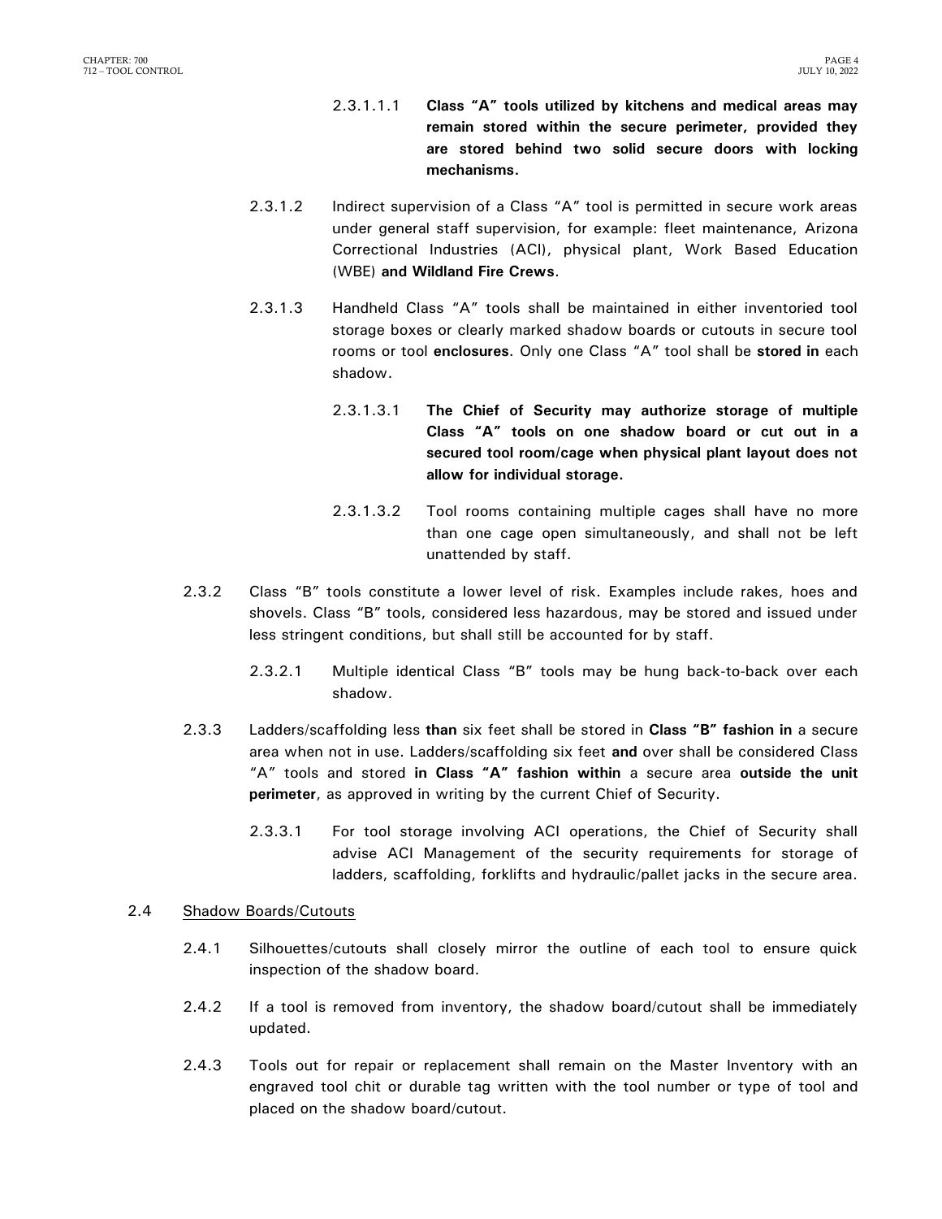2.3.1.1.1 **Class "A" tools utilized by kitchens and medical areas may remain stored within the secure perimeter, provided they are stored behind two solid secure doors with locking mechanisms.**

2.3.1.2 Indirect supervision of a Class "A" tool is permitted in secure work areas under general staff supervision, for example: fleet maintenance, Arizona Correctional Industries (ACI), physical plant, Work Based Education (WBE) **and Wildland Fire Crews**.

2.3.1.3 Handheld Class "A" tools shall be maintained in either inventoried tool storage boxes or clearly marked shadow boards or cutouts in secure tool rooms or tool **enclosures**. Only one Class "A" tool shall be **stored in** each shadow.

2.3.1.3.1 **The Chief of Security may authorize storage of multiple Class "A" tools on one shadow board or cut out in a secured tool room/cage when physical plant layout does not allow for individual storage.**

2.3.1.3.2 Tool rooms containing multiple cages shall have no more than one cage open simultaneously, and shall not be left unattended by staff.

2.3.2 Class "B" tools constitute a lower level of risk. Examples include rakes, hoes and shovels. Class "B" tools, considered less hazardous, may be stored and issued under less stringent conditions, but shall still be accounted for by staff.

2.3.2.1 Multiple identical Class "B" tools may be hung back-to-back over each shadow.

2.3.3 Ladders/scaffolding less **than** six feet shall be stored in **Class "B" fashion in** a secure area when not in use. Ladders/scaffolding six feet **and** over shall be considered Class "A" tools and stored **in Class "A" fashion within** a secure area **outside the unit perimeter**, as approved in writing by the current Chief of Security.

2.3.3.1 For tool storage involving ACI operations, the Chief of Security shall advise ACI Management of the security requirements for storage of ladders, scaffolding, forklifts and hydraulic/pallet jacks in the secure area.

2.4 Shadow Boards/Cutouts

2.4.1 Silhouettes/cutouts shall closely mirror the outline of each tool to ensure quick inspection of the shadow board.

2.4.2 If a tool is removed from inventory, the shadow board/cutout shall be immediately updated.

2.4.3 Tools out for repair or replacement shall remain on the Master Inventory with an engraved tool chit or durable tag written with the tool number or type of tool and placed on the shadow board/cutout.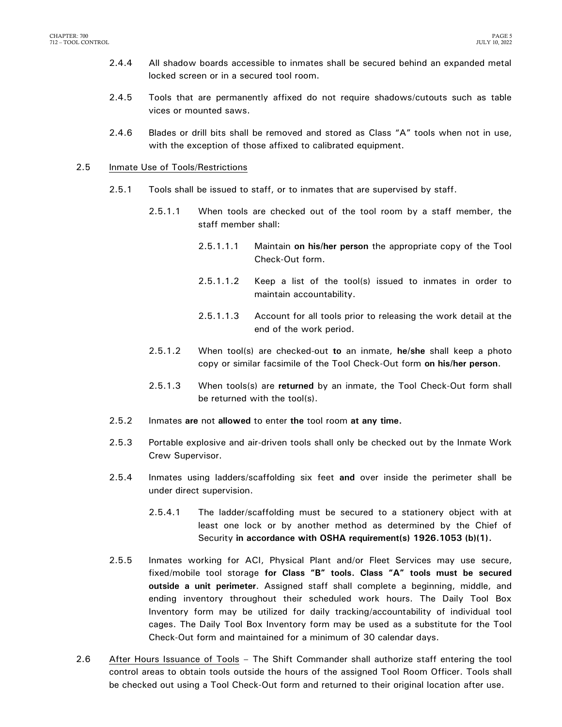2.4.4 All shadow boards accessible to inmates shall be secured behind an expanded metal locked screen or in a secured tool room.

2.4.5 Tools that are permanently affixed do not require shadows/cutouts such as table vices or mounted saws.

2.4.6 Blades or drill bits shall be removed and stored as Class "A" tools when not in use, with the exception of those affixed to calibrated equipment.

2.5 Inmate Use of Tools/Restrictions

2.5.1 Tools shall be issued to staff, or to inmates that are supervised by staff.

2.5.1.1 When tools are checked out of the tool room by a staff member, the staff member shall:

2.5.1.1.1 Maintain **on his/her person** the appropriate copy of the Tool Check-Out form.

2.5.1.1.2 Keep a list of the tool(s) issued to inmates in order to maintain accountability.

2.5.1.1.3 Account for all tools prior to releasing the work detail at the end of the work period.

2.5.1.2 When tool(s) are checked-out **to** an inmate, **he/she** shall keep a photo copy or similar facsimile of the Tool Check-Out form **on his/her person**.

2.5.1.3 When tools(s) are **returned** by an inmate, the Tool Check-Out form shall be returned with the tool(s).

2.5.2 Inmates **are** not **allowed** to enter **the** tool room **at any time.**

2.5.3 Portable explosive and air-driven tools shall only be checked out by the Inmate Work Crew Supervisor.

2.5.4 Inmates using ladders/scaffolding six feet **and** over inside the perimeter shall be under direct supervision.

2.5.4.1 The ladder/scaffolding must be secured to a stationery object with at least one lock or by another method as determined by the Chief of Security **in accordance with OSHA requirement(s) 1926.1053 (b)(1).**

2.5.5 Inmates working for ACI, Physical Plant and/or Fleet Services may use secure, fixed/mobile tool storage **for Class "B" tools. Class "A" tools must be secured outside a unit perimeter**. Assigned staff shall complete a beginning, middle, and ending inventory throughout their scheduled work hours. The Daily Tool Box Inventory form may be utilized for daily tracking/accountability of individual tool cages. The Daily Tool Box Inventory form may be used as a substitute for the Tool Check-Out form and maintained for a minimum of 30 calendar days.

2.6 After Hours Issuance of Tools – The Shift Commander shall authorize staff entering the tool control areas to obtain tools outside the hours of the assigned Tool Room Officer. Tools shall be checked out using a Tool Check-Out form and returned to their original location after use.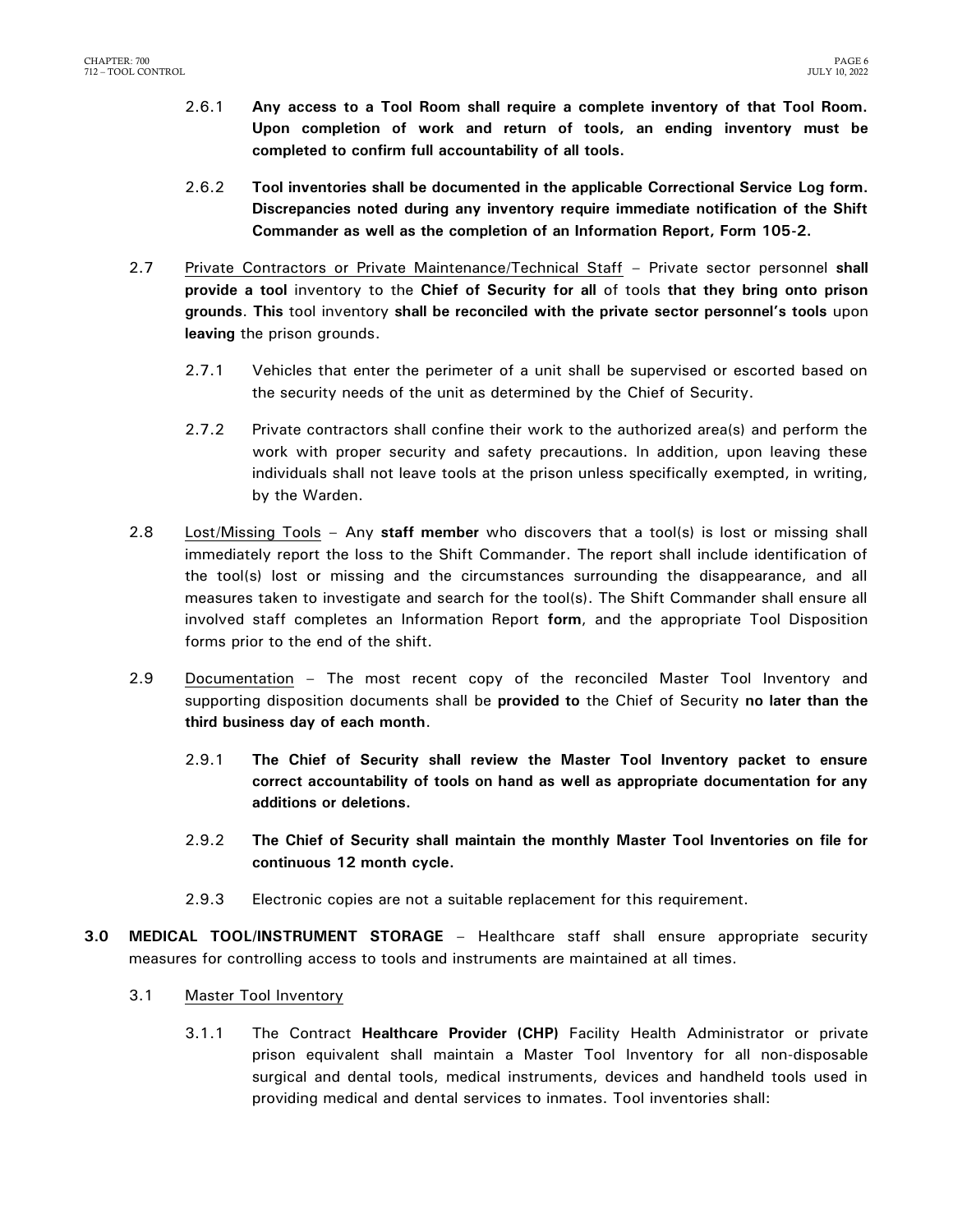2.6.1 **Any access to a Tool Room shall require a complete inventory of that Tool Room. Upon completion of work and return of tools, an ending inventory must be completed to confirm full accountability of all tools.**

2.6.2 **Tool inventories shall be documented in the applicable Correctional Service Log form. Discrepancies noted during any inventory require immediate notification of the Shift Commander as well as the completion of an Information Report, Form 105-2.**

2.7 Private Contractors or Private Maintenance/Technical Staff – Private sector personnel **shall provide a tool** inventory to the **Chief of Security for all** of tools **that they bring onto prison grounds**. **This** tool inventory **shall be reconciled with the private sector personnel's tools** upon **leaving** the prison grounds.

2.7.1 Vehicles that enter the perimeter of a unit shall be supervised or escorted based on the security needs of the unit as determined by the Chief of Security.

2.7.2 Private contractors shall confine their work to the authorized area(s) and perform the work with proper security and safety precautions. In addition, upon leaving these individuals shall not leave tools at the prison unless specifically exempted, in writing, by the Warden.

2.8 Lost/Missing Tools – Any **staff member** who discovers that a tool(s) is lost or missing shall immediately report the loss to the Shift Commander. The report shall include identification of the tool(s) lost or missing and the circumstances surrounding the disappearance, and all measures taken to investigate and search for the tool(s). The Shift Commander shall ensure all involved staff completes an Information Report **form**, and the appropriate Tool Disposition forms prior to the end of the shift.

2.9 Documentation – The most recent copy of the reconciled Master Tool Inventory and supporting disposition documents shall be **provided to** the Chief of Security **no later than the third business day of each month**.

2.9.1 **The Chief of Security shall review the Master Tool Inventory packet to ensure correct accountability of tools on hand as well as appropriate documentation for any additions or deletions.**

2.9.2 **The Chief of Security shall maintain the monthly Master Tool Inventories on file for continuous 12 month cycle.**

2.9.3 Electronic copies are not a suitable replacement for this requirement.

**3.0 MEDICAL TOOL/INSTRUMENT STORAGE** – Healthcare staff shall ensure appropriate security measures for controlling access to tools and instruments are maintained at all times.

3.1 Master Tool Inventory

3.1.1 The Contract **Healthcare Provider (CHP)** Facility Health Administrator or private prison equivalent shall maintain a Master Tool Inventory for all non-disposable surgical and dental tools, medical instruments, devices and handheld tools used in providing medical and dental services to inmates. Tool inventories shall: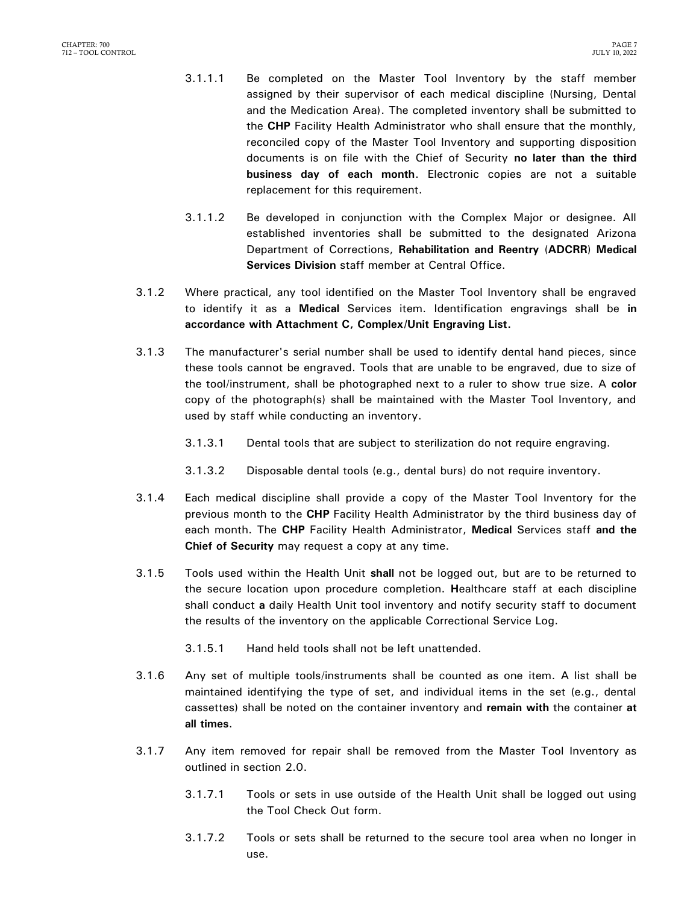3.1.1.1 Be completed on the Master Tool Inventory by the staff member assigned by their supervisor of each medical discipline (Nursing, Dental and the Medication Area). The completed inventory shall be submitted to the **CHP** Facility Health Administrator who shall ensure that the monthly, reconciled copy of the Master Tool Inventory and supporting disposition documents is on file with the Chief of Security **no later than the third business day of each month**. Electronic copies are not a suitable replacement for this requirement.

3.1.1.2 Be developed in conjunction with the Complex Major or designee. All established inventories shall be submitted to the designated Arizona Department of Corrections, **Rehabilitation and Reentry** (**ADCRR**) **Medical Services Division** staff member at Central Office.

3.1.2 Where practical, any tool identified on the Master Tool Inventory shall be engraved to identify it as a **Medical** Services item. Identification engravings shall be **in accordance with Attachment C, Complex/Unit Engraving List.**

3.1.3 The manufacturer's serial number shall be used to identify dental hand pieces, since these tools cannot be engraved. Tools that are unable to be engraved, due to size of the tool/instrument, shall be photographed next to a ruler to show true size. A **color** copy of the photograph(s) shall be maintained with the Master Tool Inventory, and used by staff while conducting an inventory.

3.1.3.1 Dental tools that are subject to sterilization do not require engraving.

3.1.3.2 Disposable dental tools (e.g., dental burs) do not require inventory.

3.1.4 Each medical discipline shall provide a copy of the Master Tool Inventory for the previous month to the **CHP** Facility Health Administrator by the third business day of each month. The **CHP** Facility Health Administrator, **Medical** Services staff **and the Chief of Security** may request a copy at any time.

3.1.5 Tools used within the Health Unit **shall** not be logged out, but are to be returned to the secure location upon procedure completion. **H**ealthcare staff at each discipline shall conduct **a** daily Health Unit tool inventory and notify security staff to document the results of the inventory on the applicable Correctional Service Log.

3.1.5.1 Hand held tools shall not be left unattended.

3.1.6 Any set of multiple tools/instruments shall be counted as one item. A list shall be maintained identifying the type of set, and individual items in the set (e.g., dental cassettes) shall be noted on the container inventory and **remain with** the container **at all times**.

3.1.7 Any item removed for repair shall be removed from the Master Tool Inventory as outlined in section 2.0.

3.1.7.1 Tools or sets in use outside of the Health Unit shall be logged out using the Tool Check Out form.

3.1.7.2 Tools or sets shall be returned to the secure tool area when no longer in use.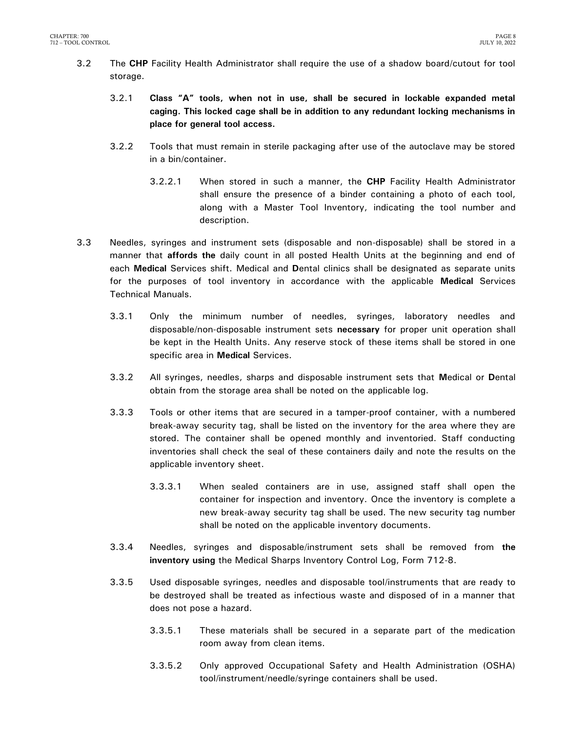3.2 The **CHP** Facility Health Administrator shall require the use of a shadow board/cutout for tool storage.

3.2.1 **Class "A" tools, when not in use, shall be secured in lockable expanded metal caging. This locked cage shall be in addition to any redundant locking mechanisms in place for general tool access.**

3.2.2 Tools that must remain in sterile packaging after use of the autoclave may be stored in a bin/container.

3.2.2.1 When stored in such a manner, the **CHP** Facility Health Administrator shall ensure the presence of a binder containing a photo of each tool, along with a Master Tool Inventory, indicating the tool number and description.

3.3 Needles, syringes and instrument sets (disposable and non-disposable) shall be stored in a manner that **affords the** daily count in all posted Health Units at the beginning and end of each **Medical** Services shift. Medical and **D**ental clinics shall be designated as separate units for the purposes of tool inventory in accordance with the applicable **Medical** Services Technical Manuals.

3.3.1 Only the minimum number of needles, syringes, laboratory needles and disposable/non-disposable instrument sets **necessary** for proper unit operation shall be kept in the Health Units. Any reserve stock of these items shall be stored in one specific area in **Medical** Services.

3.3.2 All syringes, needles, sharps and disposable instrument sets that **M**edical or **D**ental obtain from the storage area shall be noted on the applicable log.

3.3.3 Tools or other items that are secured in a tamper-proof container, with a numbered break-away security tag, shall be listed on the inventory for the area where they are stored. The container shall be opened monthly and inventoried. Staff conducting inventories shall check the seal of these containers daily and note the results on the applicable inventory sheet.

3.3.3.1 When sealed containers are in use, assigned staff shall open the container for inspection and inventory. Once the inventory is complete a new break-away security tag shall be used. The new security tag number shall be noted on the applicable inventory documents.

3.3.4 Needles, syringes and disposable/instrument sets shall be removed from **the inventory using** the Medical Sharps Inventory Control Log, Form 712-8.

3.3.5 Used disposable syringes, needles and disposable tool/instruments that are ready to be destroyed shall be treated as infectious waste and disposed of in a manner that does not pose a hazard.

3.3.5.1 These materials shall be secured in a separate part of the medication room away from clean items.

3.3.5.2 Only approved Occupational Safety and Health Administration (OSHA) tool/instrument/needle/syringe containers shall be used.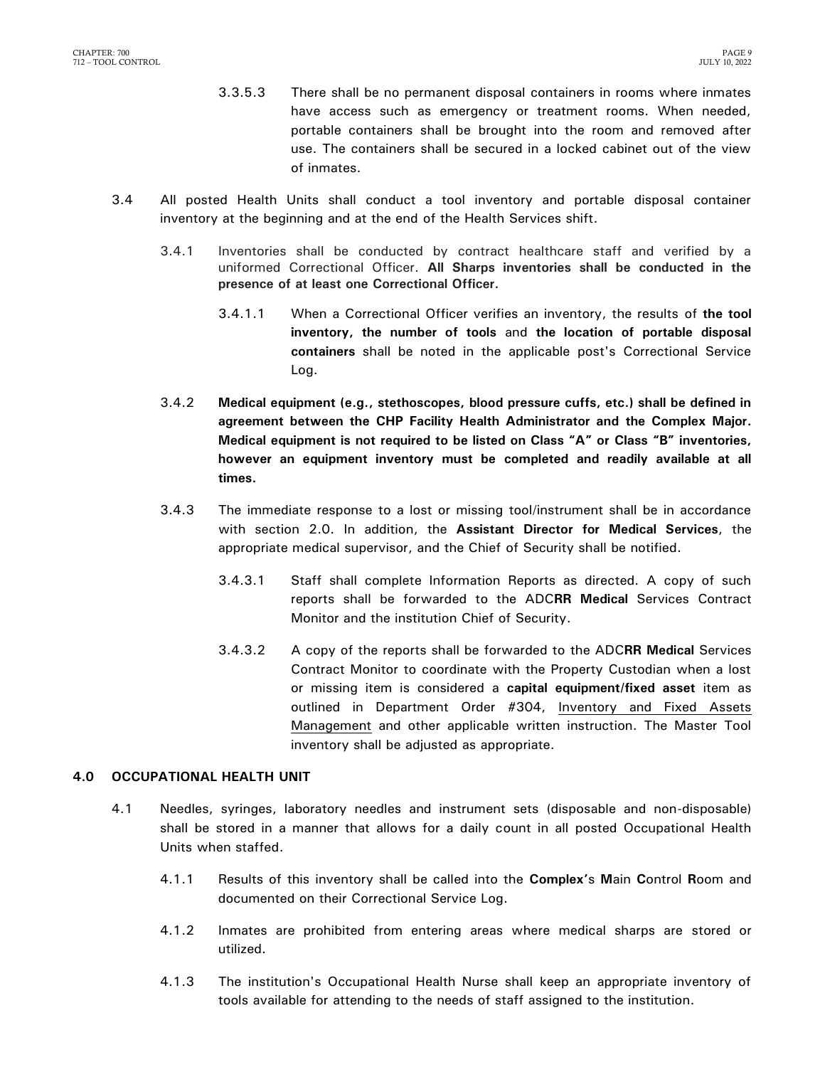3.3.5.3 There shall be no permanent disposal containers in rooms where inmates have access such as emergency or treatment rooms. When needed, portable containers shall be brought into the room and removed after use. The containers shall be secured in a locked cabinet out of the view of inmates.

3.4 All posted Health Units shall conduct a tool inventory and portable disposal container inventory at the beginning and at the end of the Health Services shift.

3.4.1 Inventories shall be conducted by contract healthcare staff and verified by a uniformed Correctional Officer. **All Sharps inventories shall be conducted in the presence of at least one Correctional Officer.**

3.4.1.1 When a Correctional Officer verifies an inventory, the results of **the tool inventory, the number of tools** and **the location of portable disposal containers** shall be noted in the applicable post's Correctional Service Log.

3.4.2 **Medical equipment (e.g., stethoscopes, blood pressure cuffs, etc.) shall be defined in agreement between the CHP Facility Health Administrator and the Complex Major. Medical equipment is not required to be listed on Class "A" or Class "B" inventories, however an equipment inventory must be completed and readily available at all times.**

3.4.3 The immediate response to a lost or missing tool/instrument shall be in accordance with section 2.0. In addition, the **Assistant Director for Medical Services**, the appropriate medical supervisor, and the Chief of Security shall be notified.

3.4.3.1 Staff shall complete Information Reports as directed. A copy of such reports shall be forwarded to the ADC**RR Medical** Services Contract Monitor and the institution Chief of Security.

3.4.3.2 A copy of the reports shall be forwarded to the ADC**RR Medical** Services Contract Monitor to coordinate with the Property Custodian when a lost or missing item is considered a **capital equipment/fixed asset** item as outlined in Department Order #304, Inventory and Fixed Assets Management and other applicable written instruction. The Master Tool inventory shall be adjusted as appropriate.

## 4.0 OCCUPATIONAL HEALTH UNIT

4.1 Needles, syringes, laboratory needles and instrument sets (disposable and non-disposable) shall be stored in a manner that allows for a daily count in all posted Occupational Health Units when staffed.

4.1.1 Results of this inventory shall be called into the **Complex**'s **M**ain **C**ontrol **R**oom and documented on their Correctional Service Log.

4.1.2 Inmates are prohibited from entering areas where medical sharps are stored or utilized.

4.1.3 The institution's Occupational Health Nurse shall keep an appropriate inventory of tools available for attending to the needs of staff assigned to the institution.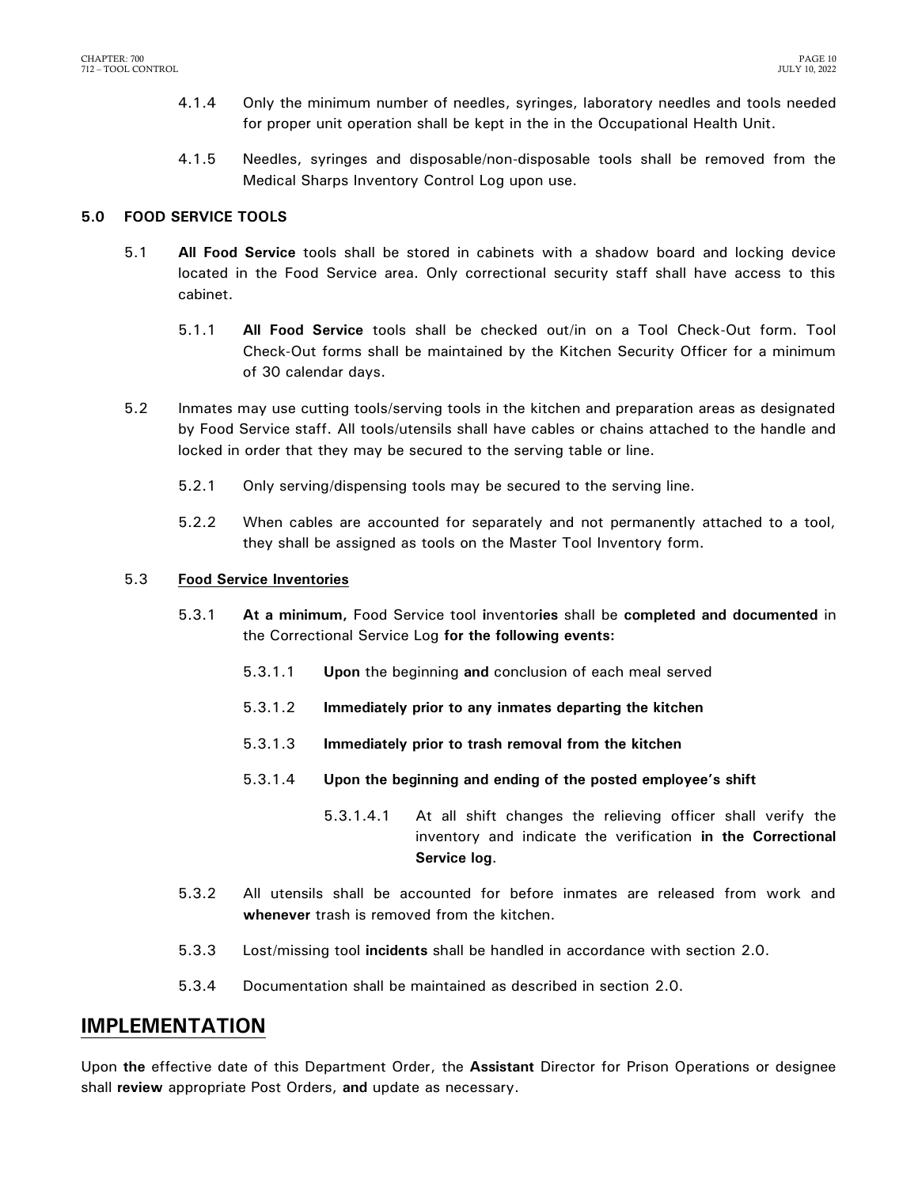4.1.4 Only the minimum number of needles, syringes, laboratory needles and tools needed for proper unit operation shall be kept in the in the Occupational Health Unit.

4.1.5 Needles, syringes and disposable/non-disposable tools shall be removed from the Medical Sharps Inventory Control Log upon use.

**5.0 FOOD SERVICE TOOLS**

5.1 **All Food Service** tools shall be stored in cabinets with a shadow board and locking device located in the Food Service area. Only correctional security staff shall have access to this cabinet.

5.1.1 **All Food Service** tools shall be checked out/in on a Tool Check-Out form. Tool Check-Out forms shall be maintained by the Kitchen Security Officer for a minimum of 30 calendar days.

5.2 Inmates may use cutting tools/serving tools in the kitchen and preparation areas as designated by Food Service staff. All tools/utensils shall have cables or chains attached to the handle and locked in order that they may be secured to the serving table or line.

5.2.1 Only serving/dispensing tools may be secured to the serving line.

5.2.2 When cables are accounted for separately and not permanently attached to a tool, they shall be assigned as tools on the Master Tool Inventory form.

5.3 <u>**Food Service Inventories**</u>

5.3.1 **At a minimum,** Food Service tool i**nventories** shall be **completed and documented** in the Correctional Service Log **for the following events:**

5.3.1.1 **Upon** the beginning **and** conclusion of each meal served

5.3.1.2 **Immediately prior to any inmates departing the kitchen**

5.3.1.3 **Immediately prior to trash removal from the kitchen**

5.3.1.4 **Upon the beginning and ending of the posted employee's shift**

5.3.1.4.1 At all shift changes the relieving officer shall verify the inventory and indicate the verification **in the Correctional Service log**.

5.3.2 All utensils shall be accounted for before inmates are released from work and **whenever** trash is removed from the kitchen.

5.3.3 Lost/missing tool **incidents** shall be handled in accordance with section 2.0.

5.3.4 Documentation shall be maintained as described in section 2.0.

## IMPLEMENTATION

Upon **the** effective date of this Department Order, the **Assistant** Director for Prison Operations or designee shall **review** appropriate Post Orders, **and** update as necessary.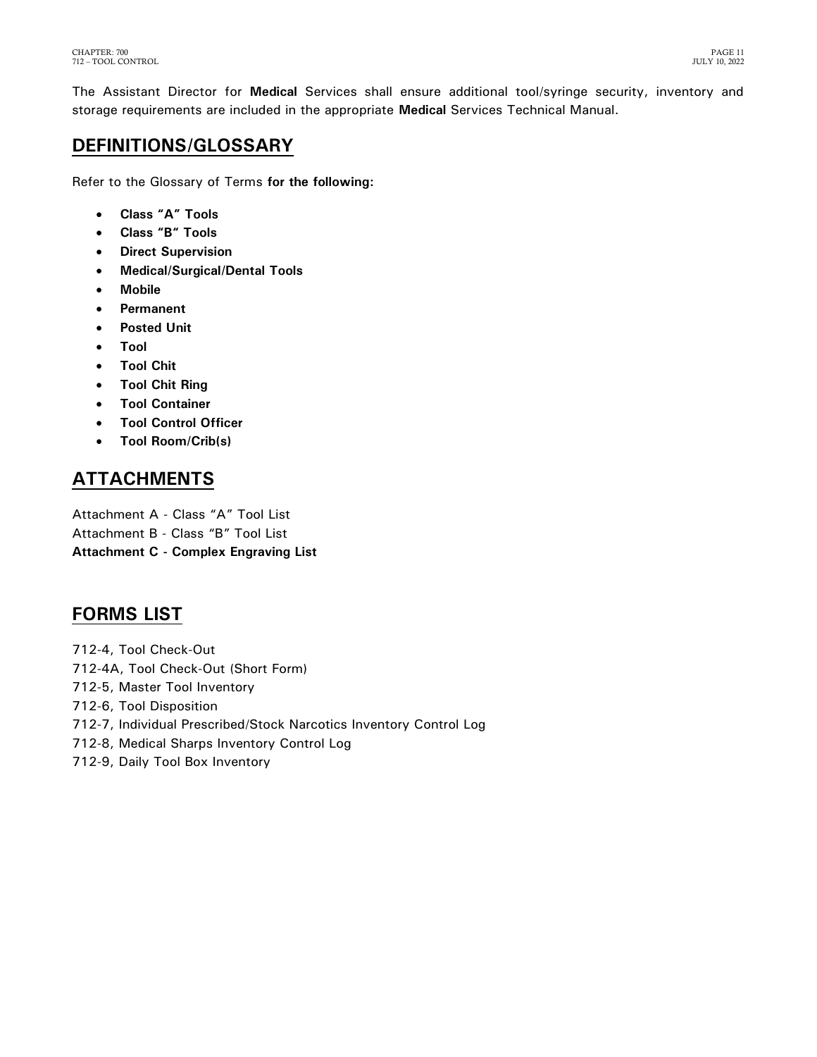The Assistant Director for **Medical** Services shall ensure additional tool/syringe security, inventory and storage requirements are included in the appropriate **Medical** Services Technical Manual.

## DEFINITIONS/GLOSSARY

Refer to the Glossary of Terms **for the following:**

- **Class "A" Tools**
- **Class "B" Tools**
- **Direct Supervision**
- **Medical/Surgical/Dental Tools**
- **Mobile**
- **Permanent**
- **Posted Unit**
- **Tool**
- **Tool Chit**
- **Tool Chit Ring**
- **Tool Container**
- **Tool Control Officer**
- **Tool Room/Crib(s)**

## ATTACHMENTS

Attachment A - Class "A" Tool List
Attachment B - Class "B" Tool List
**Attachment C - Complex Engraving List**

## FORMS LIST

712-4, Tool Check-Out
712-4A, Tool Check-Out (Short Form)
712-5, Master Tool Inventory
712-6, Tool Disposition
712-7, Individual Prescribed/Stock Narcotics Inventory Control Log
712-8, Medical Sharps Inventory Control Log
712-9, Daily Tool Box Inventory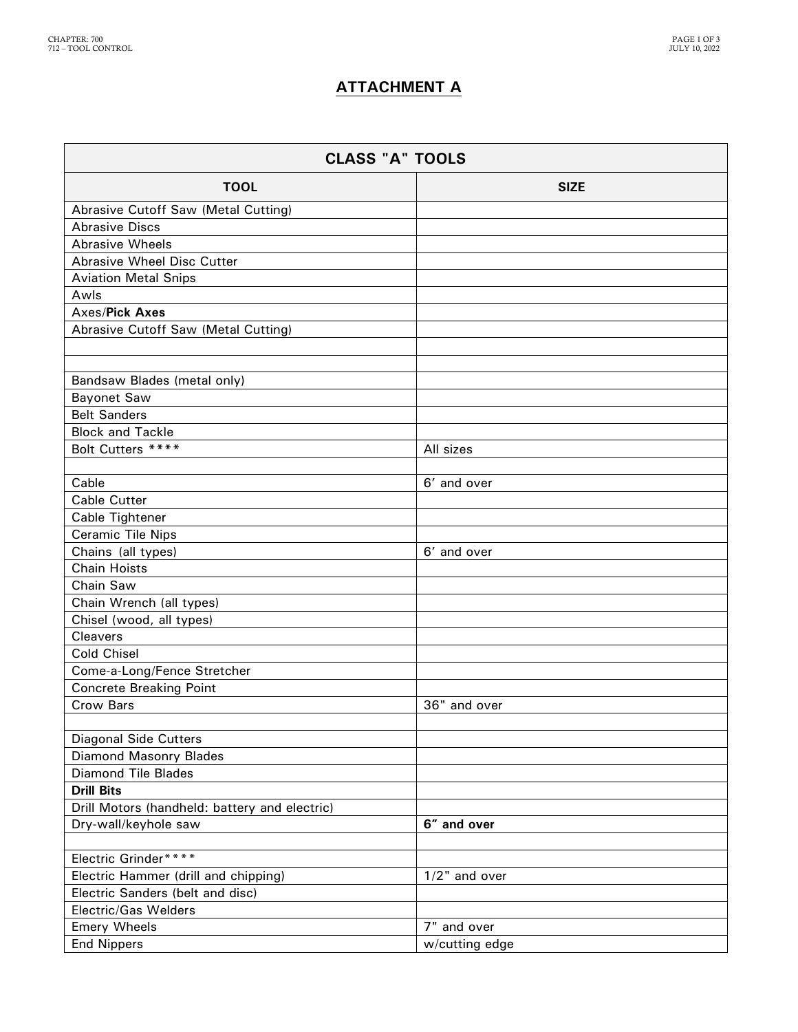## ATTACHMENT A

| CLASS "A" TOOLS | |
|---|---|
| **TOOL** | **SIZE** |
| Abrasive Cutoff Saw (Metal Cutting) | |
| Abrasive Discs | |
| Abrasive Wheels | |
| Abrasive Wheel Disc Cutter | |
| Aviation Metal Snips | |
| Awls | |
| Axes/**Pick Axes** | |
| Abrasive Cutoff Saw (Metal Cutting) | |
| | |
| | |
| Bandsaw Blades (metal only) | |
| Bayonet Saw | |
| Belt Sanders | |
| Block and Tackle | |
| Bolt Cutters **** | All sizes |
| | |
| Cable | 6′ and over |
| Cable Cutter | |
| Cable Tightener | |
| Ceramic Tile Nips | |
| Chains (all types) | 6′ and over |
| Chain Hoists | |
| Chain Saw | |
| Chain Wrench (all types) | |
| Chisel (wood, all types) | |
| Cleavers | |
| Cold Chisel | |
| Come-a-Long/Fence Stretcher | |
| Concrete Breaking Point | |
| Crow Bars | 36" and over |
| | |
| Diagonal Side Cutters | |
| Diamond Masonry Blades | |
| Diamond Tile Blades | |
| **Drill Bits** | |
| Drill Motors (handheld: battery and electric) | |
| Dry-wall/keyhole saw | **6″ and over** |
| | |
| Electric Grinder**** | |
| Electric Hammer (drill and chipping) | 1/2" and over |
| Electric Sanders (belt and disc) | |
| Electric/Gas Welders | |
| Emery Wheels | 7" and over |
| End Nippers | w/cutting edge |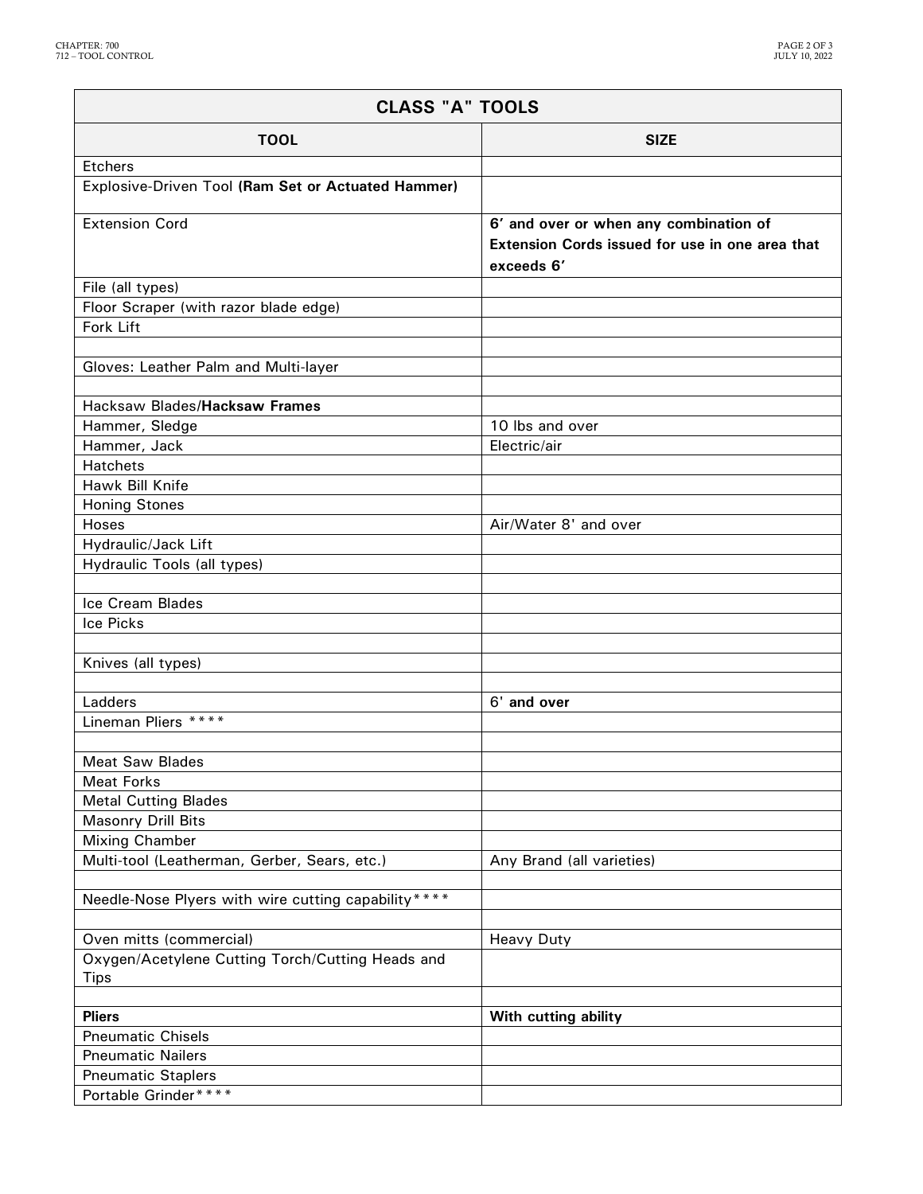| CLASS "A" TOOLS | |
|---|---|
| **TOOL** | **SIZE** |
| Etchers | |
| Explosive-Driven Tool **(Ram Set or Actuated Hammer)** | |
| Extension Cord | **6' and over or when any combination of Extension Cords issued for use in one area that exceeds 6'** |
| File (all types) | |
| Floor Scraper (with razor blade edge) | |
| Fork Lift | |
| | |
| Gloves: Leather Palm and Multi-layer | |
| | |
| Hacksaw Blades/**Hacksaw Frames** | |
| Hammer, Sledge | 10 lbs and over |
| Hammer, Jack | Electric/air |
| Hatchets | |
| Hawk Bill Knife | |
| Honing Stones | |
| Hoses | Air/Water 8' and over |
| Hydraulic/Jack Lift | |
| Hydraulic Tools (all types) | |
| | |
| Ice Cream Blades | |
| Ice Picks | |
| | |
| Knives (all types) | |
| | |
| Ladders | 6' **and over** |
| Lineman Pliers **** | |
| | |
| Meat Saw Blades | |
| Meat Forks | |
| Metal Cutting Blades | |
| Masonry Drill Bits | |
| Mixing Chamber | |
| Multi-tool (Leatherman, Gerber, Sears, etc.) | Any Brand (all varieties) |
| | |
| Needle-Nose Plyers with wire cutting capability**** | |
| | |
| Oven mitts (commercial) | Heavy Duty |
| Oxygen/Acetylene Cutting Torch/Cutting Heads and Tips | |
| | |
| **Pliers** | **With cutting ability** |
| Pneumatic Chisels | |
| Pneumatic Nailers | |
| Pneumatic Staplers | |
| Portable Grinder**** | |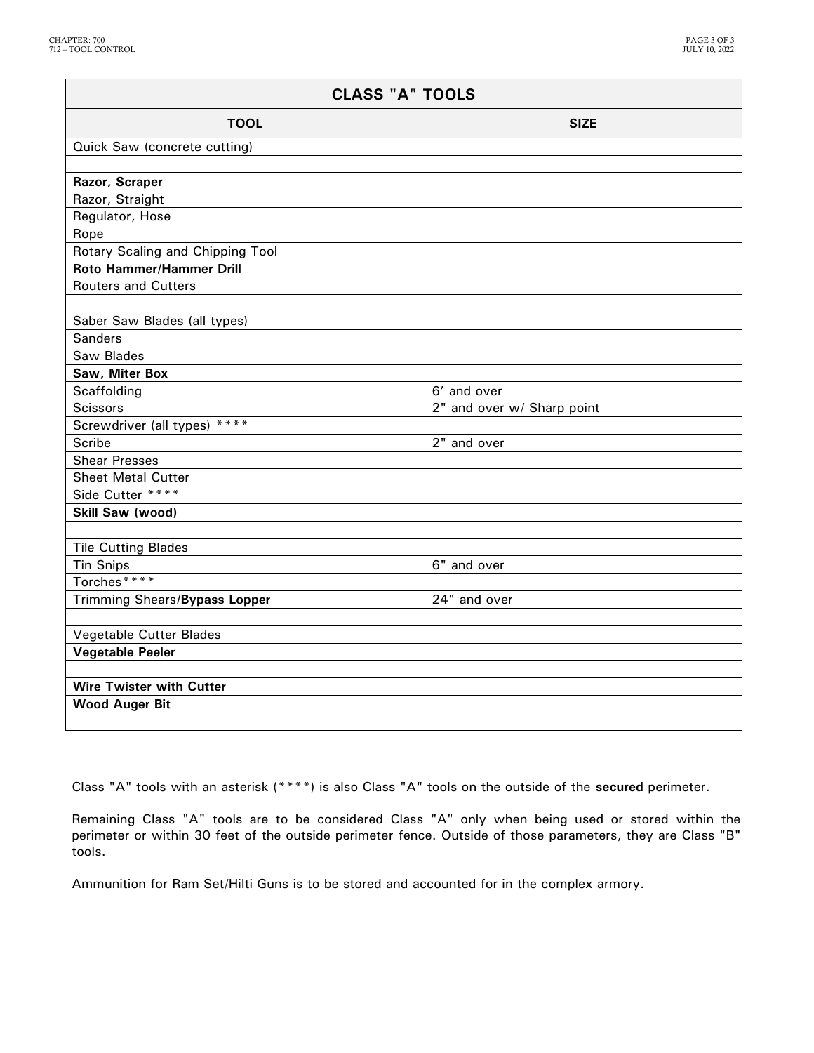| **CLASS "A" TOOLS** | |
|---|---|
| **TOOL** | **SIZE** |
| Quick Saw (concrete cutting) | |
| | |
| **Razor, Scraper** | |
| Razor, Straight | |
| Regulator, Hose | |
| Rope | |
| Rotary Scaling and Chipping Tool | |
| **Roto Hammer/Hammer Drill** | |
| Routers and Cutters | |
| | |
| Saber Saw Blades (all types) | |
| Sanders | |
| Saw Blades | |
| **Saw, Miter Box** | |
| Scaffolding | 6' and over |
| Scissors | 2" and over w/ Sharp point |
| Screwdriver (all types) **** | |
| Scribe | 2" and over |
| Shear Presses | |
| Sheet Metal Cutter | |
| Side Cutter **** | |
| **Skill Saw (wood)** | |
| | |
| Tile Cutting Blades | |
| Tin Snips | 6" and over |
| Torches**** | |
| Trimming Shears/**Bypass Lopper** | 24" and over |
| | |
| Vegetable Cutter Blades | |
| **Vegetable Peeler** | |
| | |
| **Wire Twister with Cutter** | |
| **Wood Auger Bit** | |
| | |

Class "A" tools with an asterisk (****) is also Class "A" tools on the outside of the **secured** perimeter.

Remaining Class "A" tools are to be considered Class "A" only when being used or stored within the perimeter or within 30 feet of the outside perimeter fence. Outside of those parameters, they are Class "B" tools.

Ammunition for Ram Set/Hilti Guns is to be stored and accounted for in the complex armory.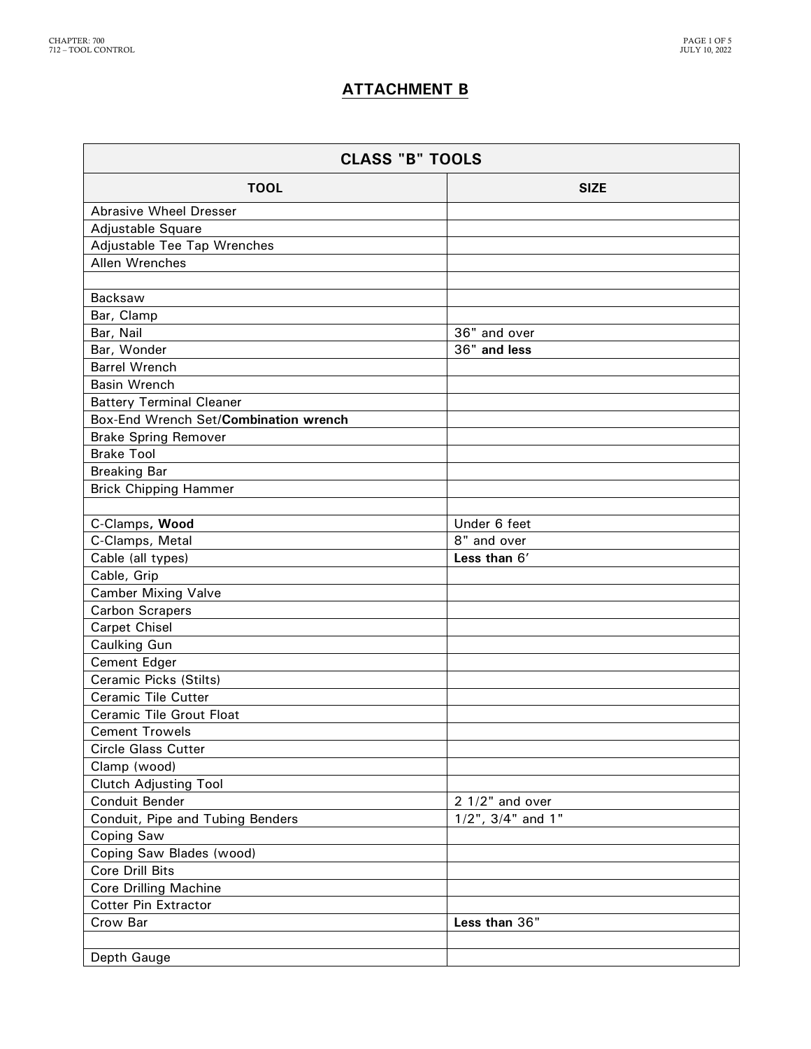## ATTACHMENT B

| CLASS "B" TOOLS | |
|---|---|
| **TOOL** | **SIZE** |
| Abrasive Wheel Dresser | |
| Adjustable Square | |
| Adjustable Tee Tap Wrenches | |
| Allen Wrenches | |
| | |
| Backsaw | |
| Bar, Clamp | |
| Bar, Nail | 36" and over |
| Bar, Wonder | 36" **and less** |
| Barrel Wrench | |
| Basin Wrench | |
| Battery Terminal Cleaner | |
| Box-End Wrench Set/**Combination wrench** | |
| Brake Spring Remover | |
| Brake Tool | |
| Breaking Bar | |
| Brick Chipping Hammer | |
| | |
| C-Clamps**, Wood** | Under 6 feet |
| C-Clamps, Metal | 8" and over |
| Cable (all types) | **Less than** 6′ |
| Cable, Grip | |
| Camber Mixing Valve | |
| Carbon Scrapers | |
| Carpet Chisel | |
| Caulking Gun | |
| Cement Edger | |
| Ceramic Picks (Stilts) | |
| Ceramic Tile Cutter | |
| Ceramic Tile Grout Float | |
| Cement Trowels | |
| Circle Glass Cutter | |
| Clamp (wood) | |
| Clutch Adjusting Tool | |
| Conduit Bender | 2 1/2" and over |
| Conduit, Pipe and Tubing Benders | 1/2", 3/4" and 1" |
| Coping Saw | |
| Coping Saw Blades (wood) | |
| Core Drill Bits | |
| Core Drilling Machine | |
| Cotter Pin Extractor | |
| Crow Bar | **Less than** 36" |
| | |
| Depth Gauge | |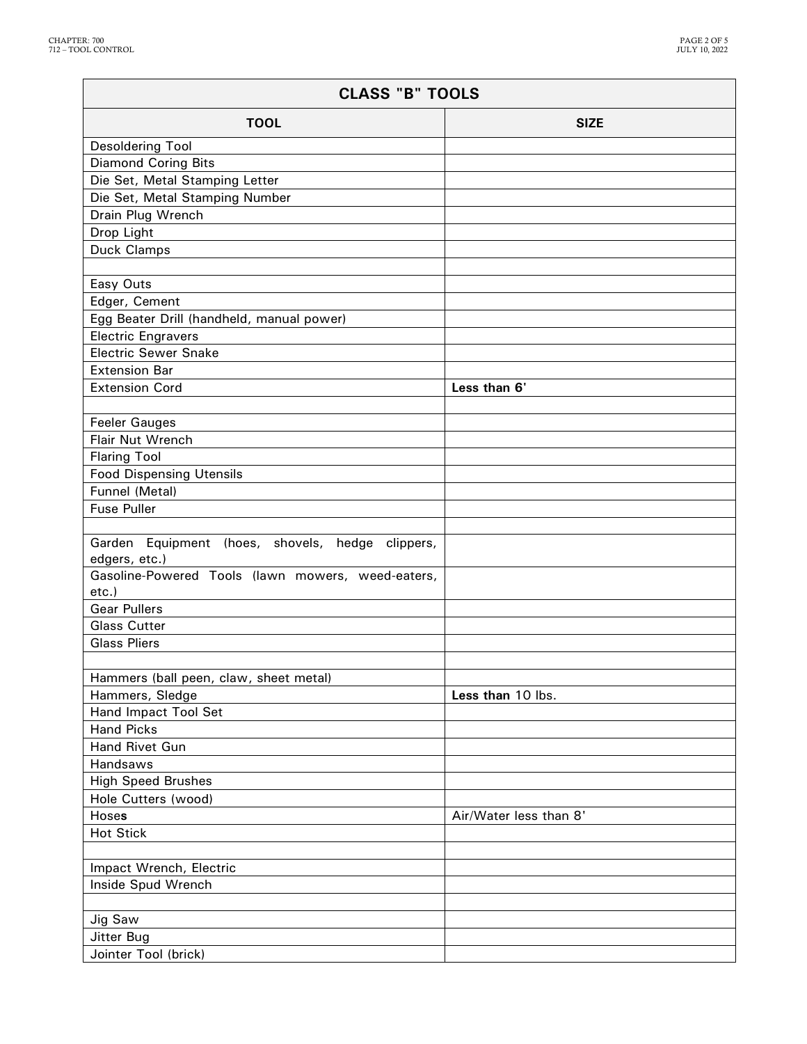| CLASS "B" TOOLS | |
|---|---|
| **TOOL** | **SIZE** |
| Desoldering Tool | |
| Diamond Coring Bits | |
| Die Set, Metal Stamping Letter | |
| Die Set, Metal Stamping Number | |
| Drain Plug Wrench | |
| Drop Light | |
| Duck Clamps | |
| | |
| Easy Outs | |
| Edger, Cement | |
| Egg Beater Drill (handheld, manual power) | |
| Electric Engravers | |
| Electric Sewer Snake | |
| Extension Bar | |
| Extension Cord | **Less than 6'** |
| | |
| Feeler Gauges | |
| Flair Nut Wrench | |
| Flaring Tool | |
| Food Dispensing Utensils | |
| Funnel (Metal) | |
| Fuse Puller | |
| | |
| Garden Equipment (hoes, shovels, hedge clippers, edgers, etc.) | |
| Gasoline-Powered Tools (lawn mowers, weed-eaters, etc.) | |
| Gear Pullers | |
| Glass Cutter | |
| Glass Pliers | |
| | |
| Hammers (ball peen, claw, sheet metal) | |
| Hammers, Sledge | **Less than** 10 lbs. |
| Hand Impact Tool Set | |
| Hand Picks | |
| Hand Rivet Gun | |
| Handsaws | |
| High Speed Brushes | |
| Hole Cutters (wood) | |
| Hose**s** | Air/Water less than 8' |
| Hot Stick | |
| | |
| Impact Wrench, Electric | |
| Inside Spud Wrench | |
| | |
| Jig Saw | |
| Jitter Bug | |
| Jointer Tool (brick) | |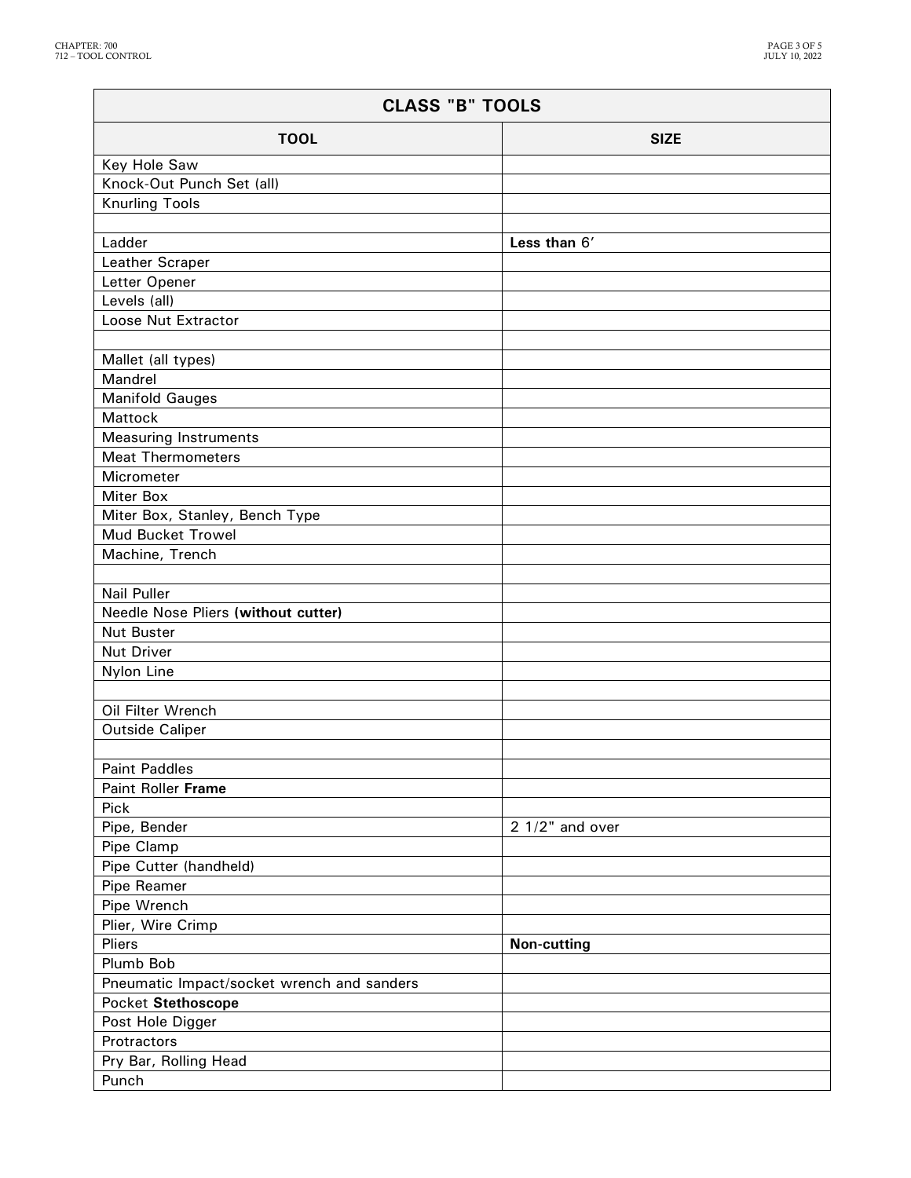| CLASS "B" TOOLS | |
|---|---|
| **TOOL** | **SIZE** |
| Key Hole Saw | |
| Knock-Out Punch Set (all) | |
| Knurling Tools | |
| | |
| Ladder | **Less than** 6′ |
| Leather Scraper | |
| Letter Opener | |
| Levels (all) | |
| Loose Nut Extractor | |
| | |
| Mallet (all types) | |
| Mandrel | |
| Manifold Gauges | |
| Mattock | |
| Measuring Instruments | |
| Meat Thermometers | |
| Micrometer | |
| Miter Box | |
| Miter Box, Stanley, Bench Type | |
| Mud Bucket Trowel | |
| Machine, Trench | |
| | |
| Nail Puller | |
| Needle Nose Pliers **(without cutter)** | |
| Nut Buster | |
| Nut Driver | |
| Nylon Line | |
| | |
| Oil Filter Wrench | |
| Outside Caliper | |
| | |
| Paint Paddles | |
| Paint Roller **Frame** | |
| Pick | |
| Pipe, Bender | 2 1/2" and over |
| Pipe Clamp | |
| Pipe Cutter (handheld) | |
| Pipe Reamer | |
| Pipe Wrench | |
| Plier, Wire Crimp | |
| Pliers | **Non-cutting** |
| Plumb Bob | |
| Pneumatic Impact/socket wrench and sanders | |
| Pocket **Stethoscope** | |
| Post Hole Digger | |
| Protractors | |
| Pry Bar, Rolling Head | |
| Punch | |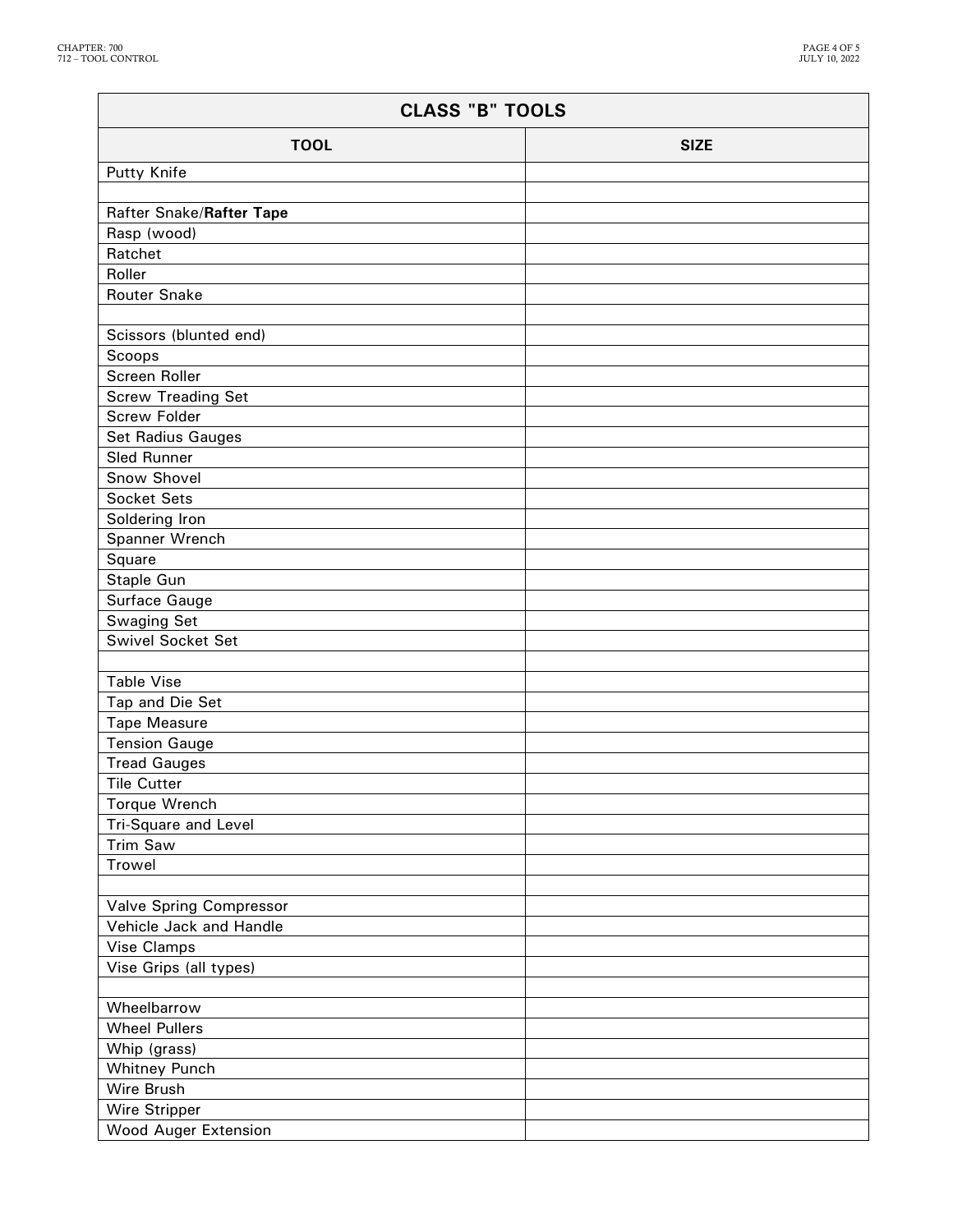| CLASS "B" TOOLS | |
|---|---|
| **TOOL** | **SIZE** |
| Putty Knife | |
| | |
| Rafter Snake/**Rafter Tape** | |
| Rasp (wood) | |
| Ratchet | |
| Roller | |
| Router Snake | |
| | |
| Scissors (blunted end) | |
| Scoops | |
| Screen Roller | |
| Screw Treading Set | |
| Screw Folder | |
| Set Radius Gauges | |
| Sled Runner | |
| Snow Shovel | |
| Socket Sets | |
| Soldering Iron | |
| Spanner Wrench | |
| Square | |
| Staple Gun | |
| Surface Gauge | |
| Swaging Set | |
| Swivel Socket Set | |
| | |
| Table Vise | |
| Tap and Die Set | |
| Tape Measure | |
| Tension Gauge | |
| Tread Gauges | |
| Tile Cutter | |
| Torque Wrench | |
| Tri-Square and Level | |
| Trim Saw | |
| Trowel | |
| | |
| Valve Spring Compressor | |
| Vehicle Jack and Handle | |
| Vise Clamps | |
| Vise Grips (all types) | |
| | |
| Wheelbarrow | |
| Wheel Pullers | |
| Whip (grass) | |
| Whitney Punch | |
| Wire Brush | |
| Wire Stripper | |
| Wood Auger Extension | |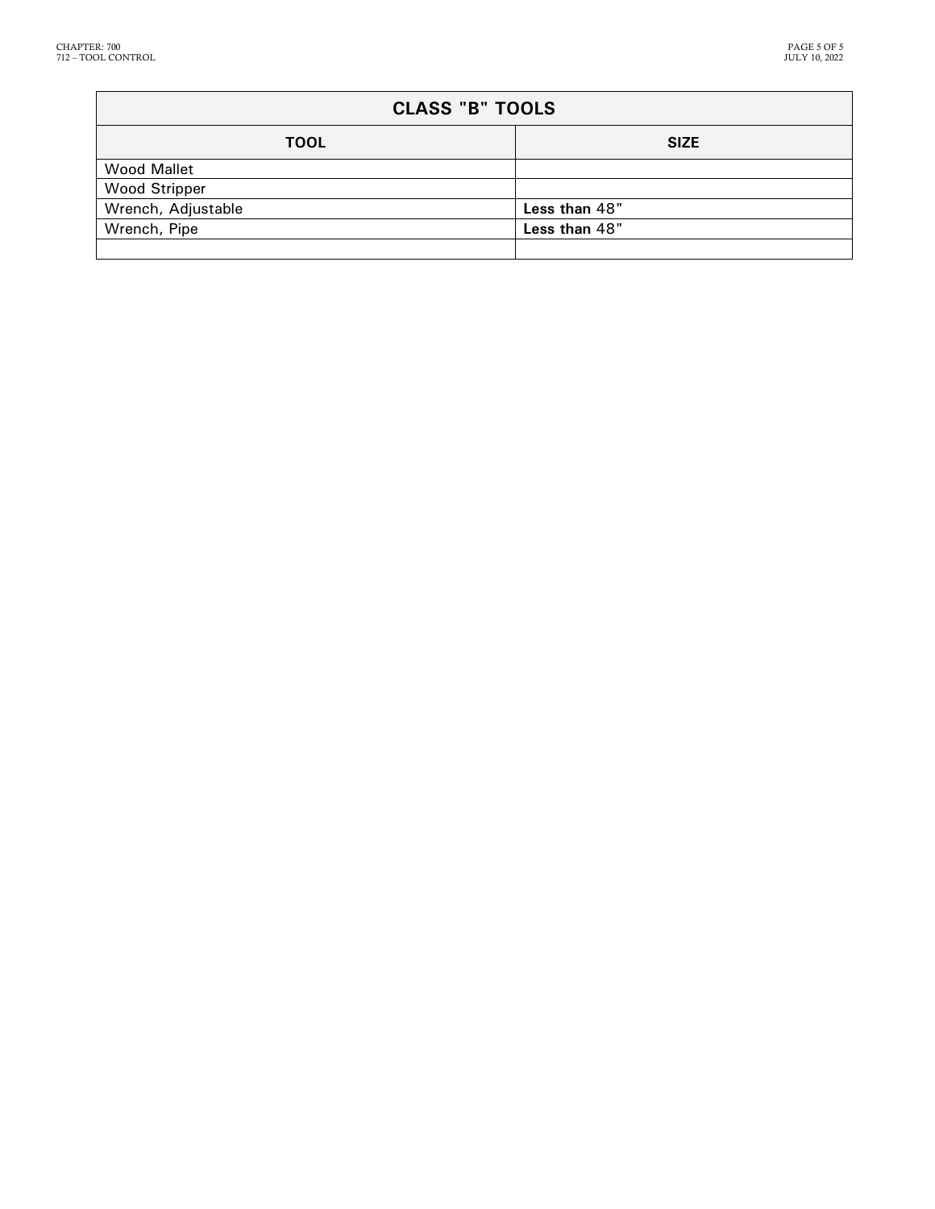| CLASS "B" TOOLS | |
|---|---|
| **TOOL** | **SIZE** |
| Wood Mallet | |
| Wood Stripper | |
| Wrench, Adjustable | **Less than** 48" |
| Wrench, Pipe | **Less than** 48" |
| | |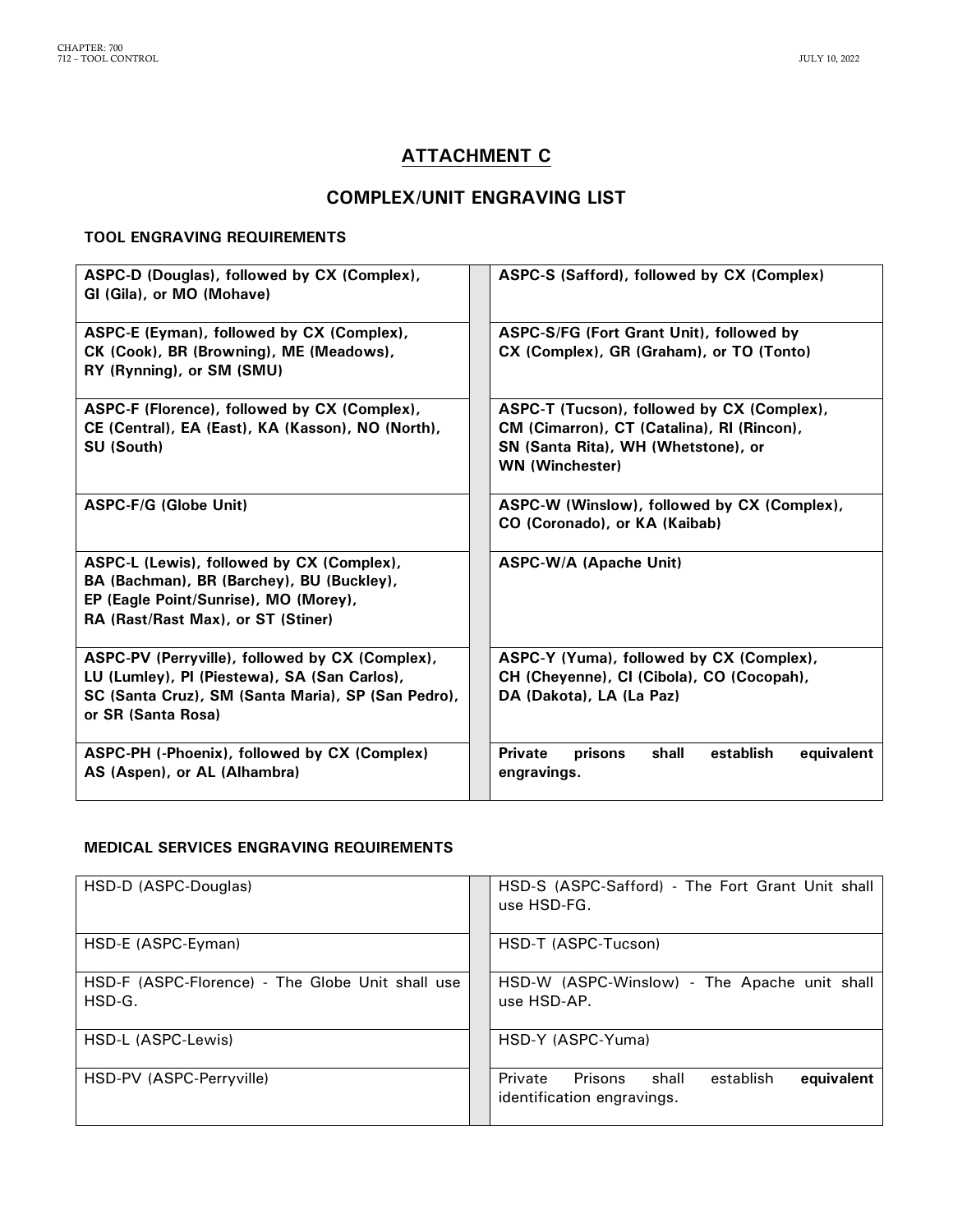# ATTACHMENT C

## COMPLEX/UNIT ENGRAVING LIST

### TOOL ENGRAVING REQUIREMENTS

| | | |
|---|---|---|
| **ASPC-D (Douglas), followed by CX (Complex), GI (Gila), or MO (Mohave)** | | **ASPC-S (Safford), followed by CX (Complex)** |
| **ASPC-E (Eyman), followed by CX (Complex), CK (Cook), BR (Browning), ME (Meadows), RY (Rynning), or SM (SMU)** | | **ASPC-S/FG (Fort Grant Unit), followed by CX (Complex), GR (Graham), or TO (Tonto)** |
| **ASPC-F (Florence), followed by CX (Complex), CE (Central), EA (East), KA (Kasson), NO (North), SU (South)** | | **ASPC-T (Tucson), followed by CX (Complex), CM (Cimarron), CT (Catalina), RI (Rincon), SN (Santa Rita), WH (Whetstone), or WN (Winchester)** |
| **ASPC-F/G (Globe Unit)** | | **ASPC-W (Winslow), followed by CX (Complex), CO (Coronado), or KA (Kaibab)** |
| **ASPC-L (Lewis), followed by CX (Complex), BA (Bachman), BR (Barchey), BU (Buckley), EP (Eagle Point/Sunrise), MO (Morey), RA (Rast/Rast Max), or ST (Stiner)** | | **ASPC-W/A (Apache Unit)** |
| **ASPC-PV (Perryville), followed by CX (Complex), LU (Lumley), PI (Piestewa), SA (San Carlos), SC (Santa Cruz), SM (Santa Maria), SP (San Pedro), or SR (Santa Rosa)** | | **ASPC-Y (Yuma), followed by CX (Complex), CH (Cheyenne), CI (Cibola), CO (Cocopah), DA (Dakota), LA (La Paz)** |
| **ASPC-PH (-Phoenix), followed by CX (Complex) AS (Aspen), or AL (Alhambra)** | | **Private prisons shall establish equivalent engravings.** |

### MEDICAL SERVICES ENGRAVING REQUIREMENTS

| | | |
|---|---|---|
| HSD-D (ASPC-Douglas) | | HSD-S (ASPC-Safford) - The Fort Grant Unit shall use HSD-FG. |
| HSD-E (ASPC-Eyman) | | HSD-T (ASPC-Tucson) |
| HSD-F (ASPC-Florence) - The Globe Unit shall use HSD-G. | | HSD-W (ASPC-Winslow) - The Apache unit shall use HSD-AP. |
| HSD-L (ASPC-Lewis) | | HSD-Y (ASPC-Yuma) |
| HSD-PV (ASPC-Perryville) | | Private Prisons shall establish **equivalent** identification engravings. |